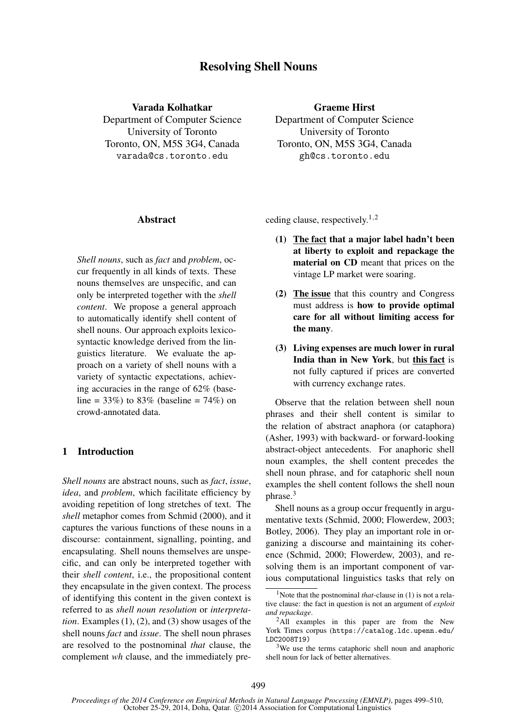# Resolving Shell Nouns

**Varada Kolhatkar**
Department of Computer Science
University of Toronto
Toronto, ON, M5S 3G4, Canada
varada@cs.toronto.edu

**Graeme Hirst**
Department of Computer Science
University of Toronto
Toronto, ON, M5S 3G4, Canada
gh@cs.toronto.edu

## Abstract

*Shell nouns*, such as *fact* and *problem*, occur frequently in all kinds of texts. These nouns themselves are unspecific, and can only be interpreted together with the *shell content*. We propose a general approach to automatically identify shell content of shell nouns. Our approach exploits lexico-syntactic knowledge derived from the linguistics literature. We evaluate the approach on a variety of shell nouns with a variety of syntactic expectations, achieving accuracies in the range of 62% (baseline = 33%) to 83% (baseline = 74%) on crowd-annotated data.

## 1 Introduction

*Shell nouns* are abstract nouns, such as *fact*, *issue*, *idea*, and *problem*, which facilitate efficiency by avoiding repetition of long stretches of text. The *shell* metaphor comes from Schmid (2000), and it captures the various functions of these nouns in a discourse: containment, signalling, pointing, and encapsulating. Shell nouns themselves are unspecific, and can only be interpreted together with their *shell content*, i.e., the propositional content they encapsulate in the given context. The process of identifying this content in the given context is referred to as *shell noun resolution* or *interpretation*. Examples (1), (2), and (3) show usages of the shell nouns *fact* and *issue*. The shell noun phrases are resolved to the postnominal *that* clause, the complement *wh* clause, and the immediately preceding clause, respectively.[1,2]

(1) **<u>The fact</u> that a major label hadn't been at liberty to exploit and repackage the material on CD** meant that prices on the vintage LP market were soaring.

(2) <u>**The issue**</u> that this country and Congress must address is **how to provide optimal care for all without limiting access for the many**.

(3) **Living expenses are much lower in rural India than in New York**, but <u>**this fact**</u> is not fully captured if prices are converted with currency exchange rates.

Observe that the relation between shell noun phrases and their shell content is similar to the relation of abstract anaphora (or cataphora) (Asher, 1993) with backward- or forward-looking abstract-object antecedents. For anaphoric shell noun examples, the shell content precedes the shell noun phrase, and for cataphoric shell noun examples the shell content follows the shell noun phrase.[3]

Shell nouns as a group occur frequently in argumentative texts (Schmid, 2000; Flowerdew, 2003; Botley, 2006). They play an important role in organizing a discourse and maintaining its coherence (Schmid, 2000; Flowerdew, 2003), and resolving them is an important component of various computational linguistics tasks that rely on

[1] Note that the postnominal *that*-clause in (1) is not a relative clause: the fact in question is not an argument of *exploit and repackage*.

[2] All examples in this paper are from the New York Times corpus (https://catalog.ldc.upenn.edu/LDC2008T19)

[3] We use the terms cataphoric shell noun and anaphoric shell noun for lack of better alternatives.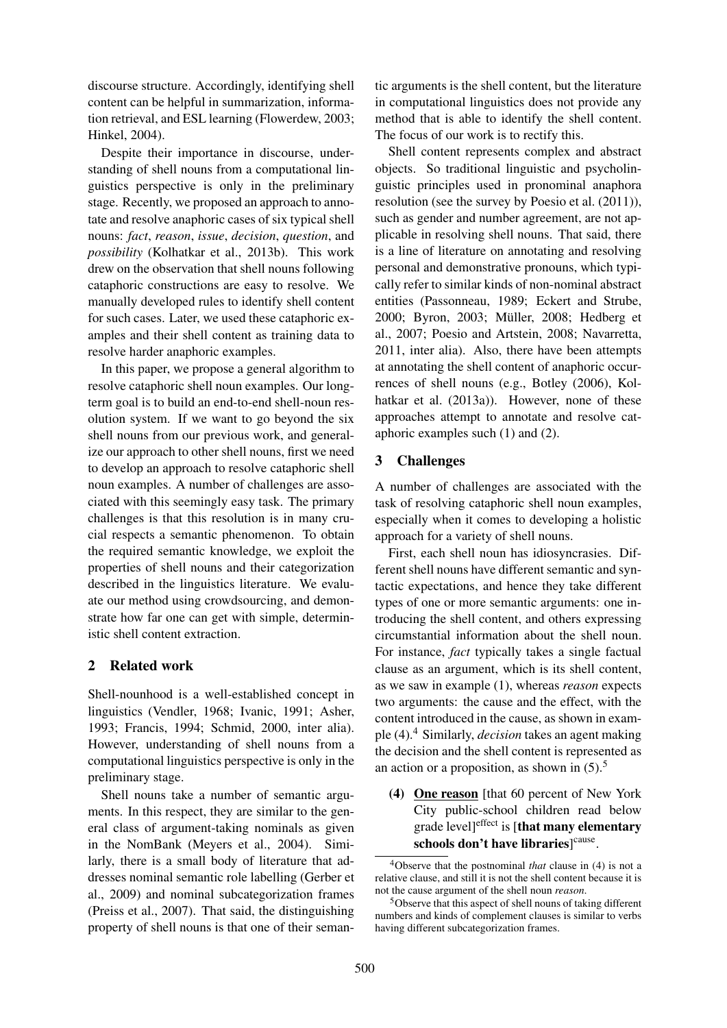discourse structure. Accordingly, identifying shell content can be helpful in summarization, information retrieval, and ESL learning (Flowerdew, 2003; Hinkel, 2004).

Despite their importance in discourse, understanding of shell nouns from a computational linguistics perspective is only in the preliminary stage. Recently, we proposed an approach to annotate and resolve anaphoric cases of six typical shell nouns: *fact*, *reason*, *issue*, *decision*, *question*, and *possibility* (Kolhatkar et al., 2013b). This work drew on the observation that shell nouns following cataphoric constructions are easy to resolve. We manually developed rules to identify shell content for such cases. Later, we used these cataphoric examples and their shell content as training data to resolve harder anaphoric examples.

In this paper, we propose a general algorithm to resolve cataphoric shell noun examples. Our long-term goal is to build an end-to-end shell-noun resolution system. If we want to go beyond the six shell nouns from our previous work, and generalize our approach to other shell nouns, first we need to develop an approach to resolve cataphoric shell noun examples. A number of challenges are associated with this seemingly easy task. The primary challenges is that this resolution is in many crucial respects a semantic phenomenon. To obtain the required semantic knowledge, we exploit the properties of shell nouns and their categorization described in the linguistics literature. We evaluate our method using crowdsourcing, and demonstrate how far one can get with simple, deterministic shell content extraction.

## 2 Related work

Shell-nounhood is a well-established concept in linguistics (Vendler, 1968; Ivanic, 1991; Asher, 1993; Francis, 1994; Schmid, 2000, inter alia). However, understanding of shell nouns from a computational linguistics perspective is only in the preliminary stage.

Shell nouns take a number of semantic arguments. In this respect, they are similar to the general class of argument-taking nominals as given in the NomBank (Meyers et al., 2004). Similarly, there is a small body of literature that addresses nominal semantic role labelling (Gerber et al., 2009) and nominal subcategorization frames (Preiss et al., 2007). That said, the distinguishing property of shell nouns is that one of their semantic arguments is the shell content, but the literature in computational linguistics does not provide any method that is able to identify the shell content. The focus of our work is to rectify this.

Shell content represents complex and abstract objects. So traditional linguistic and psycholinguistic principles used in pronominal anaphora resolution (see the survey by Poesio et al. (2011)), such as gender and number agreement, are not applicable in resolving shell nouns. That said, there is a line of literature on annotating and resolving personal and demonstrative pronouns, which typically refer to similar kinds of non-nominal abstract entities (Passonneau, 1989; Eckert and Strube, 2000; Byron, 2003; Müller, 2008; Hedberg et al., 2007; Poesio and Artstein, 2008; Navarretta, 2011, inter alia). Also, there have been attempts at annotating the shell content of anaphoric occurrences of shell nouns (e.g., Botley (2006), Kolhatkar et al. (2013a)). However, none of these approaches attempt to annotate and resolve cataphoric examples such (1) and (2).

## 3 Challenges

A number of challenges are associated with the task of resolving cataphoric shell noun examples, especially when it comes to developing a holistic approach for a variety of shell nouns.

First, each shell noun has idiosyncrasies. Different shell nouns have different semantic and syntactic expectations, and hence they take different types of one or more semantic arguments: one introducing the shell content, and others expressing circumstantial information about the shell noun. For instance, *fact* typically takes a single factual clause as an argument, which is its shell content, as we saw in example (1), whereas *reason* expects two arguments: the cause and the effect, with the content introduced in the cause, as shown in example (4).[4] Similarly, *decision* takes an agent making the decision and the shell content is represented as an action or a proposition, as shown in (5).[5]

**(4)** <u>**One reason**</u> [that 60 percent of New York City public-school children read below grade level]$^{\text{effect}}$ is [**that many elementary schools don't have libraries**]$^{\text{cause}}$.

[4] Observe that the postnominal *that* clause in (4) is not a relative clause, and still it is not the shell content because it is not the cause argument of the shell noun *reason*.

[5] Observe that this aspect of shell nouns of taking different numbers and kinds of complement clauses is similar to verbs having different subcategorization frames.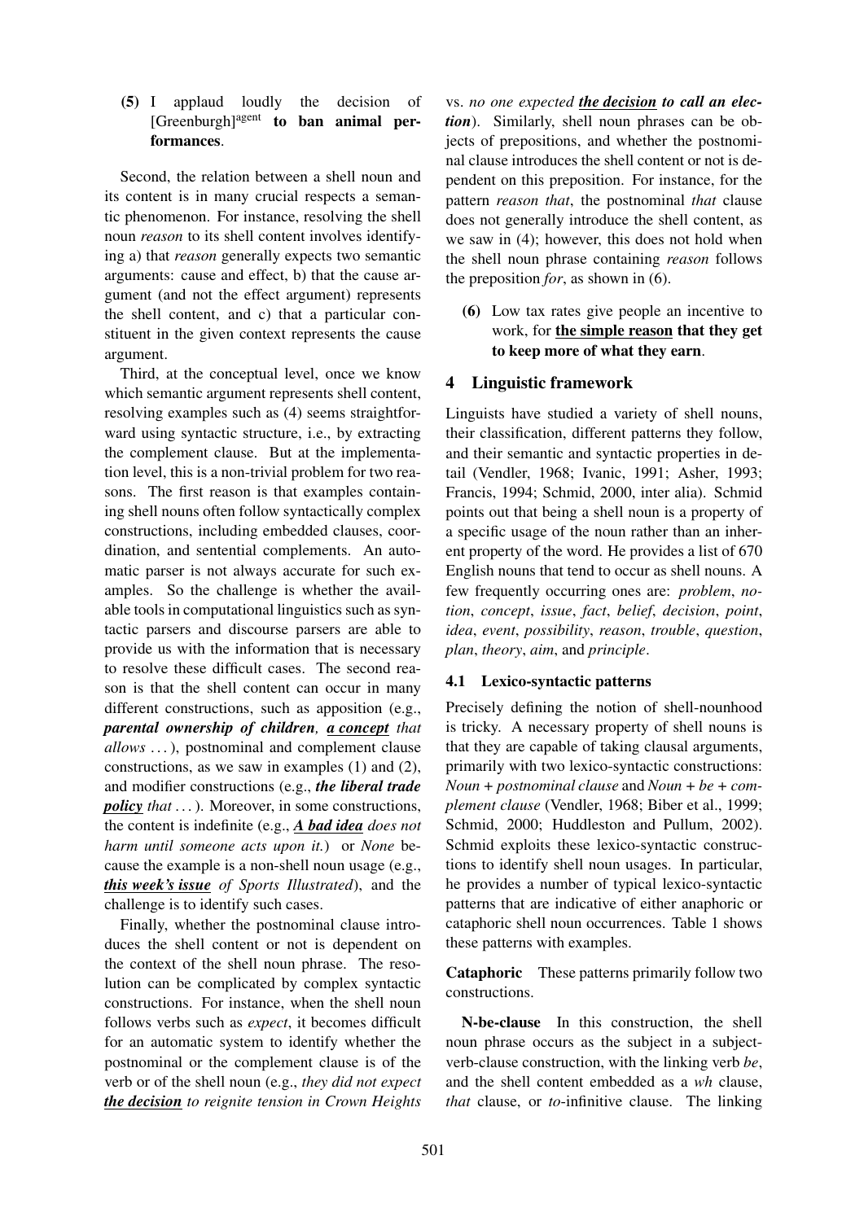**(5)** I applaud loudly the decision of [Greenburgh][agent] **to ban animal performances**.

Second, the relation between a shell noun and its content is in many crucial respects a semantic phenomenon. For instance, resolving the shell noun *reason* to its shell content involves identifying a) that *reason* generally expects two semantic arguments: cause and effect, b) that the cause argument (and not the effect argument) represents the shell content, and c) that a particular constituent in the given context represents the cause argument.

Third, at the conceptual level, once we know which semantic argument represents shell content, resolving examples such as (4) seems straightforward using syntactic structure, i.e., by extracting the complement clause. But at the implementation level, this is a non-trivial problem for two reasons. The first reason is that examples containing shell nouns often follow syntactically complex constructions, including embedded clauses, coordination, and sentential complements. An automatic parser is not always accurate for such examples. So the challenge is whether the available tools in computational linguistics such as syntactic parsers and discourse parsers are able to provide us with the information that is necessary to resolve these difficult cases. The second reason is that the shell content can occur in many different constructions, such as apposition (e.g., ***parental ownership of children**, **a concept** that allows* ...), postnominal and complement clause constructions, as we saw in examples (1) and (2), and modifier constructions (e.g., ***the liberal trade policy*** *that* ...). Moreover, in some constructions, the content is indefinite (e.g., ***A bad idea*** *does not harm until someone acts upon it.*) or *None* because the example is a non-shell noun usage (e.g., ***this week's issue*** *of Sports Illustrated*), and the challenge is to identify such cases.

Finally, whether the postnominal clause introduces the shell content or not is dependent on the context of the shell noun phrase. The resolution can be complicated by complex syntactic constructions. For instance, when the shell noun follows verbs such as *expect*, it becomes difficult for an automatic system to identify whether the postnominal or the complement clause is of the verb or of the shell noun (e.g., *they did not expect **the decision** to reignite tension in Crown Heights* vs. *no one expected **the decision to call an election***). Similarly, shell noun phrases can be objects of prepositions, and whether the postnominal clause introduces the shell content or not is dependent on this preposition. For instance, for the pattern *reason that*, the postnominal *that* clause does not generally introduce the shell content, as we saw in (4); however, this does not hold when the shell noun phrase containing *reason* follows the preposition *for*, as shown in (6).

**(6)** Low tax rates give people an incentive to work, for **the simple reason that they get to keep more of what they earn**.

## 4 Linguistic framework

Linguists have studied a variety of shell nouns, their classification, different patterns they follow, and their semantic and syntactic properties in detail (Vendler, 1968; Ivanic, 1991; Asher, 1993; Francis, 1994; Schmid, 2000, inter alia). Schmid points out that being a shell noun is a property of a specific usage of the noun rather than an inherent property of the word. He provides a list of 670 English nouns that tend to occur as shell nouns. A few frequently occurring ones are: *problem*, *notion*, *concept*, *issue*, *fact*, *belief*, *decision*, *point*, *idea*, *event*, *possibility*, *reason*, *trouble*, *question*, *plan*, *theory*, *aim*, and *principle*.

### 4.1 Lexico-syntactic patterns

Precisely defining the notion of shell-nounhood is tricky. A necessary property of shell nouns is that they are capable of taking clausal arguments, primarily with two lexico-syntactic constructions: *Noun + postnominal clause* and *Noun + be + complement clause* (Vendler, 1968; Biber et al., 1999; Schmid, 2000; Huddleston and Pullum, 2002). Schmid exploits these lexico-syntactic constructions to identify shell noun usages. In particular, he provides a number of typical lexico-syntactic patterns that are indicative of either anaphoric or cataphoric shell noun occurrences. Table 1 shows these patterns with examples.

**Cataphoric** These patterns primarily follow two constructions.

**N-be-clause** In this construction, the shell noun phrase occurs as the subject in a subject-verb-clause construction, with the linking verb *be*, and the shell content embedded as a *wh* clause, *that* clause, or *to*-infinitive clause. The linking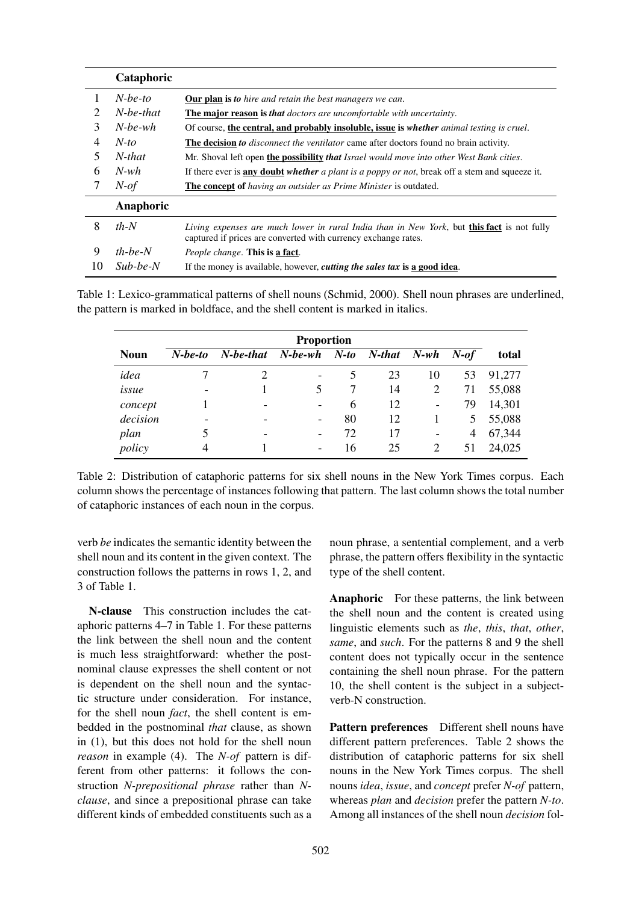| | **Cataphoric** | |
|---|---|---|
| 1 | *N-be-to* | **<u>Our plan</u> is *to*** *hire and retain the best managers we can*. |
| 2 | *N-be-that* | **<u>The major reason</u> is *that*** *doctors are uncomfortable with uncertainty*. |
| 3 | *N-be-wh* | Of course, **<u>the central, and probably insoluble, issue</u> is *whether*** *animal testing is cruel*. |
| 4 | *N-to* | **<u>The decision</u> *to*** *disconnect the ventilator* came after doctors found no brain activity. |
| 5 | *N-that* | Mr. Shoval left open **<u>the possibility</u> *that*** *Israel would move into other West Bank cities*. |
| 6 | *N-wh* | If there ever is **<u>any doubt</u> *whether*** *a plant is a poppy or not*, break off a stem and squeeze it. |
| 7 | *N-of* | **<u>The concept</u> of** *having an outsider as Prime Minister* is outdated. |
| | **Anaphoric** | |
| 8 | *th-N* | *Living expenses are much lower in rural India than in New York*, but **<u>this fact</u>** is not fully captured if prices are converted with currency exchange rates. |
| 9 | *th-be-N* | *People change*. **This is <u>a fact</u>**. |
| 10 | *Sub-be-N* | If the money is available, however, ***cutting the sales tax* is <u>a good idea</u>**. |

Table 1: Lexico-grammatical patterns of shell nouns (Schmid, 2000). Shell noun phrases are underlined, the pattern is marked in boldface, and the shell content is marked in italics.

| | **Proportion** | | | | | | | |
|---|---|---|---|---|---|---|---|---|
| **Noun** | ***N-be-to*** | ***N-be-that*** | ***N-be-wh*** | ***N-to*** | ***N-that*** | ***N-wh*** | ***N-of*** | **total** |
| *idea* | 7 | 2 | - | 5 | 23 | 10 | 53 | 91,277 |
| *issue* | - | 1 | 5 | 7 | 14 | 2 | 71 | 55,088 |
| *concept* | 1 | - | - | 6 | 12 | - | 79 | 14,301 |
| *decision* | - | - | - | 80 | 12 | 1 | 5 | 55,088 |
| *plan* | 5 | - | - | 72 | 17 | - | 4 | 67,344 |
| *policy* | 4 | 1 | - | 16 | 25 | 2 | 51 | 24,025 |

Table 2: Distribution of cataphoric patterns for six shell nouns in the New York Times corpus. Each column shows the percentage of instances following that pattern. The last column shows the total number of cataphoric instances of each noun in the corpus.

verb *be* indicates the semantic identity between the shell noun and its content in the given context. The construction follows the patterns in rows 1, 2, and 3 of Table 1.

**N-clause** This construction includes the cataphoric patterns 4–7 in Table 1. For these patterns the link between the shell noun and the content is much less straightforward: whether the postnominal clause expresses the shell content or not is dependent on the shell noun and the syntactic structure under consideration. For instance, for the shell noun *fact*, the shell content is embedded in the postnominal *that* clause, as shown in (1), but this does not hold for the shell noun *reason* in example (4). The *N-of* pattern is different from other patterns: it follows the construction *N-prepositional phrase* rather than *N-clause*, and since a prepositional phrase can take different kinds of embedded constituents such as a noun phrase, a sentential complement, and a verb phrase, the pattern offers flexibility in the syntactic type of the shell content.

**Anaphoric** For these patterns, the link between the shell noun and the content is created using linguistic elements such as *the*, *this*, *that*, *other*, *same*, and *such*. For the patterns 8 and 9 the shell content does not typically occur in the sentence containing the shell noun phrase. For the pattern 10, the shell content is the subject in a subject-verb-N construction.

**Pattern preferences** Different shell nouns have different pattern preferences. Table 2 shows the distribution of cataphoric patterns for six shell nouns in the New York Times corpus. The shell nouns *idea*, *issue*, and *concept* prefer *N-of* pattern, whereas *plan* and *decision* prefer the pattern *N-to*. Among all instances of the shell noun *decision* fol-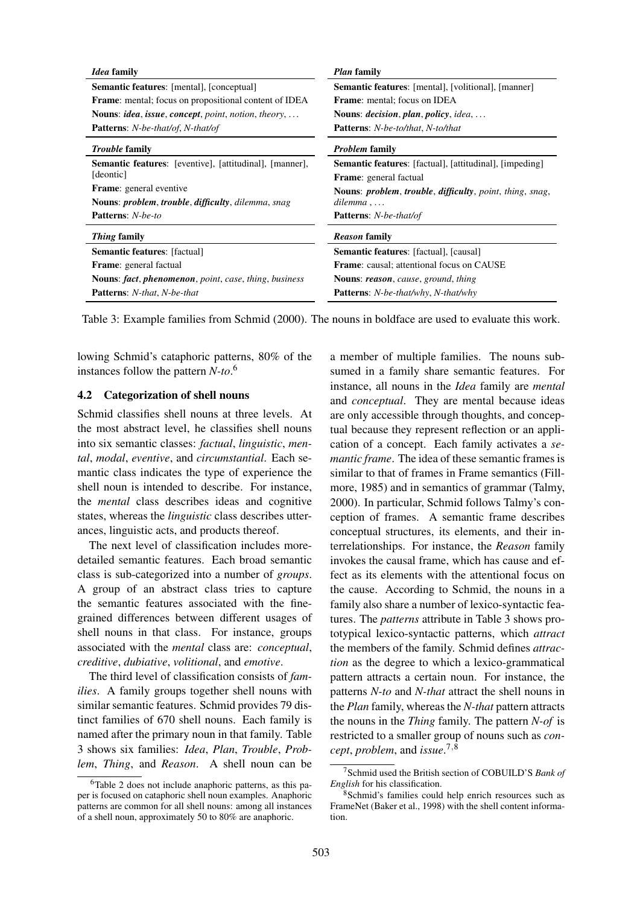| *Idea* family | *Plan* family |
|---|---|
| **Semantic features**: [mental], [conceptual] | **Semantic features**: [mental], [volitional], [manner] |
| **Frame**: mental; focus on propositional content of IDEA | **Frame**: mental; focus on IDEA |
| **Nouns**: ***idea***, ***issue***, ***concept***, *point*, *notion*, *theory*, ... | **Nouns**: ***decision***, ***plan***, ***policy***, *idea*, ... |
| **Patterns**: *N-be-that/of*, *N-that/of* | **Patterns**: *N-be-to/that*, *N-to/that* |
| ***Trouble* family** | ***Problem* family** |
| **Semantic features**: [eventive], [attitudinal], [manner], [deontic] | **Semantic features**: [factual], [attitudinal], [impeding] |
| **Frame**: general eventive | **Frame**: general factual |
| **Nouns**: ***problem***, ***trouble***, ***difficulty***, *dilemma*, *snag* | **Nouns**: ***problem***, ***trouble***, ***difficulty***, *point*, *thing*, *snag*, *dilemma* , ... |
| **Patterns**: *N-be-to* | **Patterns**: *N-be-that/of* |
| ***Thing* family** | ***Reason* family** |
| **Semantic features**: [factual] | **Semantic features**: [factual], [causal] |
| **Frame**: general factual | **Frame**: causal; attentional focus on CAUSE |
| **Nouns**: ***fact***, ***phenomenon***, *point*, *case*, *thing*, *business* | **Nouns**: ***reason***, *cause*, *ground*, *thing* |
| **Patterns**: *N-that*, *N-be-that* | **Patterns**: *N-be-that/why*, *N-that/why* |

Table 3: Example families from Schmid (2000). The nouns in boldface are used to evaluate this work.

lowing Schmid's cataphoric patterns, 80% of the instances follow the pattern *N-to*.[6]

### 4.2 Categorization of shell nouns

Schmid classifies shell nouns at three levels. At the most abstract level, he classifies shell nouns into six semantic classes: *factual*, *linguistic*, *mental*, *modal*, *eventive*, and *circumstantial*. Each semantic class indicates the type of experience the shell noun is intended to describe. For instance, the *mental* class describes ideas and cognitive states, whereas the *linguistic* class describes utterances, linguistic acts, and products thereof.

The next level of classification includes more-detailed semantic features. Each broad semantic class is sub-categorized into a number of *groups*. A group of an abstract class tries to capture the semantic features associated with the fine-grained differences between different usages of shell nouns in that class. For instance, groups associated with the *mental* class are: *conceptual*, *creditive*, *dubiative*, *volitional*, and *emotive*.

The third level of classification consists of *families*. A family groups together shell nouns with similar semantic features. Schmid provides 79 distinct families of 670 shell nouns. Each family is named after the primary noun in that family. Table 3 shows six families: *Idea*, *Plan*, *Trouble*, *Problem*, *Thing*, and *Reason*. A shell noun can be a member of multiple families. The nouns subsumed in a family share semantic features. For instance, all nouns in the *Idea* family are *mental* and *conceptual*. They are mental because ideas are only accessible through thoughts, and conceptual because they represent reflection or an application of a concept. Each family activates a *semantic frame*. The idea of these semantic frames is similar to that of frames in Frame semantics (Fillmore, 1985) and in semantics of grammar (Talmy, 2000). In particular, Schmid follows Talmy's conception of frames. A semantic frame describes conceptual structures, its elements, and their interrelationships. For instance, the *Reason* family invokes the causal frame, which has cause and effect as its elements with the attentional focus on the cause. According to Schmid, the nouns in a family also share a number of lexico-syntactic features. The *patterns* attribute in Table 3 shows prototypical lexico-syntactic patterns, which *attract* the members of the family. Schmid defines *attraction* as the degree to which a lexico-grammatical pattern attracts a certain noun. For instance, the patterns *N-to* and *N-that* attract the shell nouns in the *Plan* family, whereas the *N-that* pattern attracts the nouns in the *Thing* family. The pattern *N-of* is restricted to a smaller group of nouns such as *concept*, *problem*, and *issue*.[7,8]

[6] Table 2 does not include anaphoric patterns, as this paper is focused on cataphoric shell noun examples. Anaphoric patterns are common for all shell nouns: among all instances of a shell noun, approximately 50 to 80% are anaphoric.

[7] Schmid used the British section of COBUILD'S *Bank of English* for his classification.

[8] Schmid's families could help enrich resources such as FrameNet (Baker et al., 1998) with the shell content information.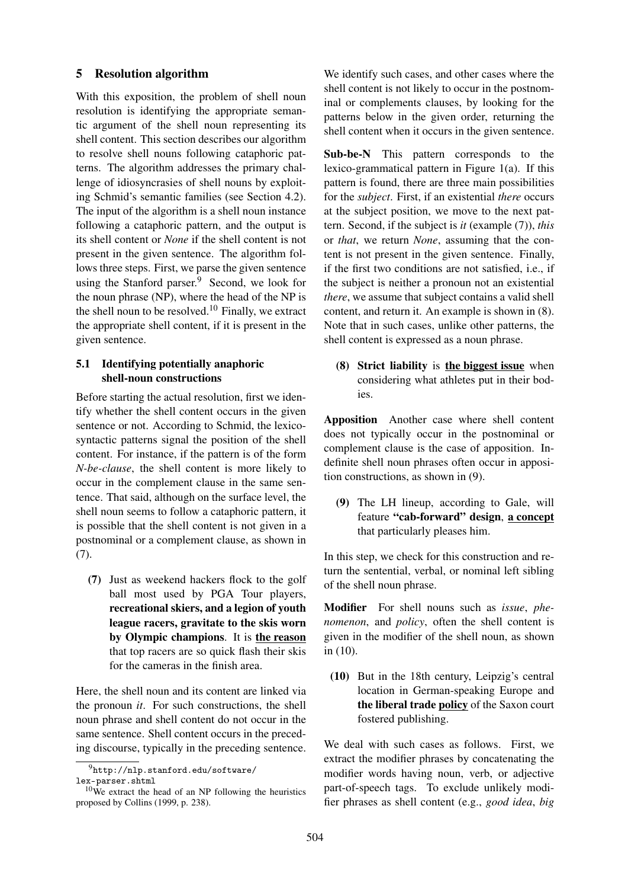## 5 Resolution algorithm

With this exposition, the problem of shell noun resolution is identifying the appropriate semantic argument of the shell noun representing its shell content. This section describes our algorithm to resolve shell nouns following cataphoric patterns. The algorithm addresses the primary challenge of idiosyncrasies of shell nouns by exploiting Schmid's semantic families (see Section 4.2). The input of the algorithm is a shell noun instance following a cataphoric pattern, and the output is its shell content or *None* if the shell content is not present in the given sentence. The algorithm follows three steps. First, we parse the given sentence using the Stanford parser.[9] Second, we look for the noun phrase (NP), where the head of the NP is the shell noun to be resolved.[10] Finally, we extract the appropriate shell content, if it is present in the given sentence.

### 5.1 Identifying potentially anaphoric shell-noun constructions

Before starting the actual resolution, first we identify whether the shell content occurs in the given sentence or not. According to Schmid, the lexico-syntactic patterns signal the position of the shell content. For instance, if the pattern is of the form *N-be-clause*, the shell content is more likely to occur in the complement clause in the same sentence. That said, although on the surface level, the shell noun seems to follow a cataphoric pattern, it is possible that the shell content is not given in a postnominal or a complement clause, as shown in (7).

> **(7)** Just as weekend hackers flock to the golf ball most used by PGA Tour players, **recreational skiers, and a legion of youth league racers, gravitate to the skis worn by Olympic champions**. It is **<u>the reason</u>** that top racers are so quick flash their skis for the cameras in the finish area.

Here, the shell noun and its content are linked via the pronoun *it*. For such constructions, the shell noun phrase and shell content do not occur in the same sentence. Shell content occurs in the preceding discourse, typically in the preceding sentence. We identify such cases, and other cases where the shell content is not likely to occur in the postnominal or complements clauses, by looking for the patterns below in the given order, returning the shell content when it occurs in the given sentence.

**Sub-be-N** This pattern corresponds to the lexico-grammatical pattern in Figure 1(a). If this pattern is found, there are three main possibilities for the *subject*. First, if an existential *there* occurs at the subject position, we move to the next pattern. Second, if the subject is *it* (example (7)), *this* or *that*, we return *None*, assuming that the content is not present in the given sentence. Finally, if the first two conditions are not satisfied, i.e., if the subject is neither a pronoun not an existential *there*, we assume that subject contains a valid shell content, and return it. An example is shown in (8). Note that in such cases, unlike other patterns, the shell content is expressed as a noun phrase.

> **(8)** **Strict liability** is **<u>the biggest issue</u>** when considering what athletes put in their bodies.

**Apposition** Another case where shell content does not typically occur in the postnominal or complement clause is the case of apposition. Indefinite shell noun phrases often occur in apposition constructions, as shown in (9).

> **(9)** The LH lineup, according to Gale, will feature **"cab-forward" design**, **<u>a concept</u>** that particularly pleases him.

In this step, we check for this construction and return the sentential, verbal, or nominal left sibling of the shell noun phrase.

**Modifier** For shell nouns such as *issue*, *phenomenon*, and *policy*, often the shell content is given in the modifier of the shell noun, as shown in (10).

> **(10)** But in the 18th century, Leipzig's central location in German-speaking Europe and **the liberal trade <u>policy</u>** of the Saxon court fostered publishing.

We deal with such cases as follows. First, we extract the modifier phrases by concatenating the modifier words having noun, verb, or adjective part-of-speech tags. To exclude unlikely modifier phrases as shell content (e.g., *good idea*, *big*

---

[9] http://nlp.stanford.edu/software/lex-parser.shtml

[10] We extract the head of an NP following the heuristics proposed by Collins (1999, p. 238).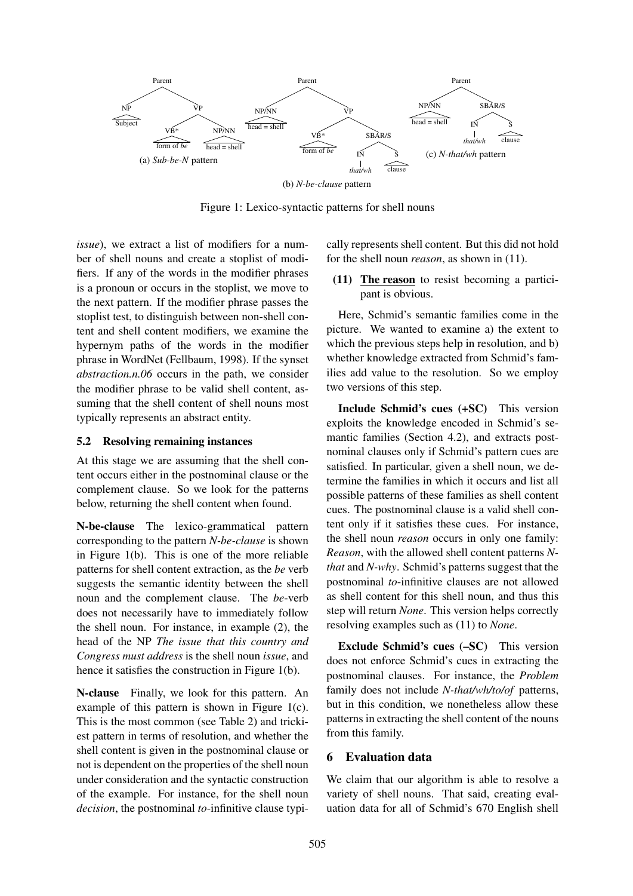Parent

NP

Subject

VP

VB*

form of *be*

NP/NN

head = shell

(a) *Sub-be-N* pattern

Parent

NP/NN

head = shell

VP

VB*

form of *be*

SBAR/S

IN

*that/wh*

S

clause

(b) *N-be-clause* pattern

Parent

NP/NN

head = shell

SBAR/S

IN

*that/wh*

S

clause

(c) *N-that/wh* pattern

Figure 1: Lexico-syntactic patterns for shell nouns

*issue*), we extract a list of modifiers for a number of shell nouns and create a stoplist of modifiers. If any of the words in the modifier phrases is a pronoun or occurs in the stoplist, we move to the next pattern. If the modifier phrase passes the stoplist test, to distinguish between non-shell content and shell content modifiers, we examine the hypernym paths of the words in the modifier phrase in WordNet (Fellbaum, 1998). If the synset *abstraction.n.06* occurs in the path, we consider the modifier phrase to be valid shell content, assuming that the shell content of shell nouns most typically represents an abstract entity.

### 5.2 Resolving remaining instances

At this stage we are assuming that the shell content occurs either in the postnominal clause or the complement clause. So we look for the patterns below, returning the shell content when found.

**N-be-clause** The lexico-grammatical pattern corresponding to the pattern *N-be-clause* is shown in Figure 1(b). This is one of the more reliable patterns for shell content extraction, as the *be* verb suggests the semantic identity between the shell noun and the complement clause. The *be*-verb does not necessarily have to immediately follow the shell noun. For instance, in example (2), the head of the NP *The issue that this country and Congress must address* is the shell noun *issue*, and hence it satisfies the construction in Figure 1(b).

**N-clause** Finally, we look for this pattern. An example of this pattern is shown in Figure 1(c). This is the most common (see Table 2) and trickiest pattern in terms of resolution, and whether the shell content is given in the postnominal clause or not is dependent on the properties of the shell noun under consideration and the syntactic construction of the example. For instance, for the shell noun *decision*, the postnominal *to*-infinitive clause typically represents shell content. But this did not hold for the shell noun *reason*, as shown in (11).

**(11)** **<u>The reason</u>** to resist becoming a participant is obvious.

Here, Schmid's semantic families come in the picture. We wanted to examine a) the extent to which the previous steps help in resolution, and b) whether knowledge extracted from Schmid's families add value to the resolution. So we employ two versions of this step.

**Include Schmid's cues (+SC)** This version exploits the knowledge encoded in Schmid's semantic families (Section 4.2), and extracts postnominal clauses only if Schmid's pattern cues are satisfied. In particular, given a shell noun, we determine the families in which it occurs and list all possible patterns of these families as shell content cues. The postnominal clause is a valid shell content only if it satisfies these cues. For instance, the shell noun *reason* occurs in only one family: *Reason*, with the allowed shell content patterns *N-that* and *N-why*. Schmid's patterns suggest that the postnominal *to*-infinitive clauses are not allowed as shell content for this shell noun, and thus this step will return *None*. This version helps correctly resolving examples such as (11) to *None*.

**Exclude Schmid's cues (–SC)** This version does not enforce Schmid's cues in extracting the postnominal clauses. For instance, the *Problem* family does not include *N-that/wh/to/of* patterns, but in this condition, we nonetheless allow these patterns in extracting the shell content of the nouns from this family.

## 6 Evaluation data

We claim that our algorithm is able to resolve a variety of shell nouns. That said, creating evaluation data for all of Schmid's 670 English shell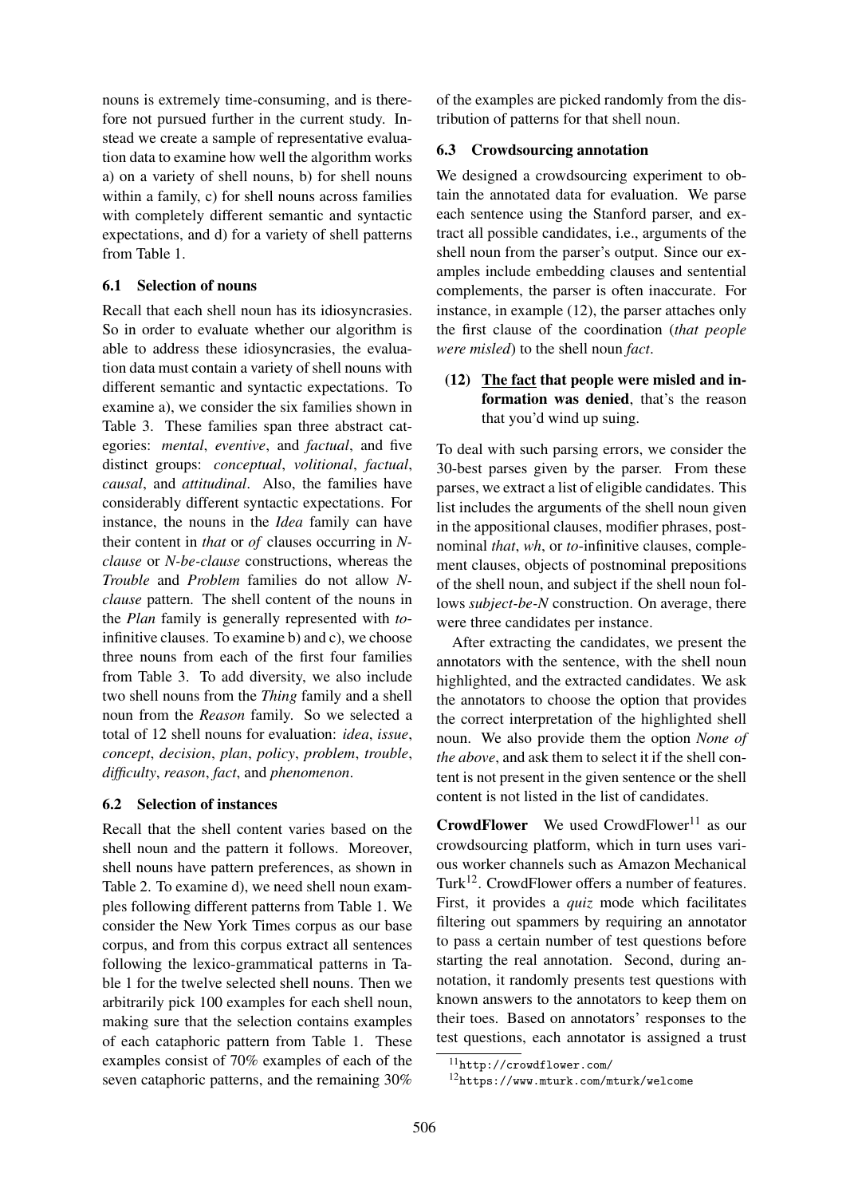nouns is extremely time-consuming, and is therefore not pursued further in the current study. Instead we create a sample of representative evaluation data to examine how well the algorithm works a) on a variety of shell nouns, b) for shell nouns within a family, c) for shell nouns across families with completely different semantic and syntactic expectations, and d) for a variety of shell patterns from Table 1.

### 6.1 Selection of nouns

Recall that each shell noun has its idiosyncrasies. So in order to evaluate whether our algorithm is able to address these idiosyncrasies, the evaluation data must contain a variety of shell nouns with different semantic and syntactic expectations. To examine a), we consider the six families shown in Table 3. These families span three abstract categories: *mental*, *eventive*, and *factual*, and five distinct groups: *conceptual*, *volitional*, *factual*, *causal*, and *attitudinal*. Also, the families have considerably different syntactic expectations. For instance, the nouns in the *Idea* family can have their content in *that* or *of* clauses occurring in *N-clause* or *N-be-clause* constructions, whereas the *Trouble* and *Problem* families do not allow *N-clause* pattern. The shell content of the nouns in the *Plan* family is generally represented with *to*-infinitive clauses. To examine b) and c), we choose three nouns from each of the first four families from Table 3. To add diversity, we also include two shell nouns from the *Thing* family and a shell noun from the *Reason* family. So we selected a total of 12 shell nouns for evaluation: *idea*, *issue*, *concept*, *decision*, *plan*, *policy*, *problem*, *trouble*, *difficulty*, *reason*, *fact*, and *phenomenon*.

### 6.2 Selection of instances

Recall that the shell content varies based on the shell noun and the pattern it follows. Moreover, shell nouns have pattern preferences, as shown in Table 2. To examine d), we need shell noun examples following different patterns from Table 1. We consider the New York Times corpus as our base corpus, and from this corpus extract all sentences following the lexico-grammatical patterns in Table 1 for the twelve selected shell nouns. Then we arbitrarily pick 100 examples for each shell noun, making sure that the selection contains examples of each cataphoric pattern from Table 1. These examples consist of 70% examples of each of the seven cataphoric patterns, and the remaining 30% of the examples are picked randomly from the distribution of patterns for that shell noun.

### 6.3 Crowdsourcing annotation

We designed a crowdsourcing experiment to obtain the annotated data for evaluation. We parse each sentence using the Stanford parser, and extract all possible candidates, i.e., arguments of the shell noun from the parser's output. Since our examples include embedding clauses and sentential complements, the parser is often inaccurate. For instance, in example (12), the parser attaches only the first clause of the coordination (*that people were misled*) to the shell noun *fact*.

**(12)** **The fact that people were misled and information was denied**, that's the reason that you'd wind up suing.

To deal with such parsing errors, we consider the 30-best parses given by the parser. From these parses, we extract a list of eligible candidates. This list includes the arguments of the shell noun given in the appositional clauses, modifier phrases, postnominal *that*, *wh*, or *to*-infinitive clauses, complement clauses, objects of postnominal prepositions of the shell noun, and subject if the shell noun follows *subject-be-N* construction. On average, there were three candidates per instance.

After extracting the candidates, we present the annotators with the sentence, with the shell noun highlighted, and the extracted candidates. We ask the annotators to choose the option that provides the correct interpretation of the highlighted shell noun. We also provide them the option *None of the above*, and ask them to select it if the shell content is not present in the given sentence or the shell content is not listed in the list of candidates.

**CrowdFlower** We used CrowdFlower[11] as our crowdsourcing platform, which in turn uses various worker channels such as Amazon Mechanical Turk[12]. CrowdFlower offers a number of features. First, it provides a *quiz* mode which facilitates filtering out spammers by requiring an annotator to pass a certain number of test questions before starting the real annotation. Second, during annotation, it randomly presents test questions with known answers to the annotators to keep them on their toes. Based on annotators' responses to the test questions, each annotator is assigned a trust

[11] http://crowdflower.com/

[12] https://www.mturk.com/mturk/welcome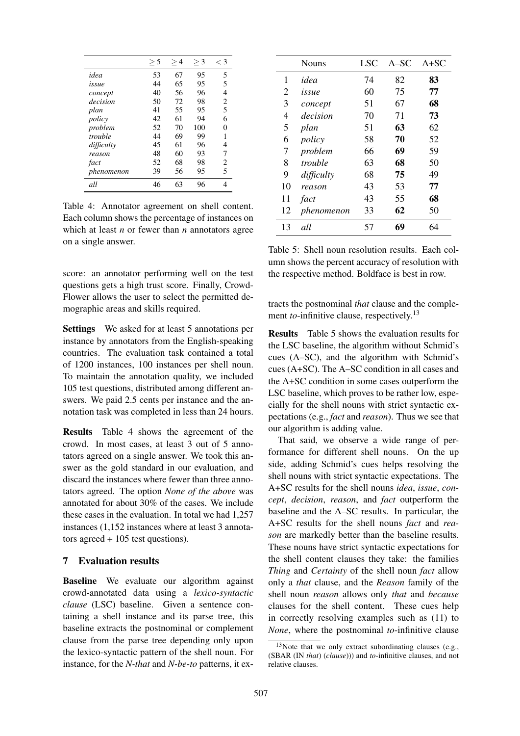| | $\geq 5$ | $\geq 4$ | $\geq 3$ | $< 3$ |
|---|---|---|---|---|
| *idea* | 53 | 67 | 95 | 5 |
| *issue* | 44 | 65 | 95 | 5 |
| *concept* | 40 | 56 | 96 | 4 |
| *decision* | 50 | 72 | 98 | 2 |
| *plan* | 41 | 55 | 95 | 5 |
| *policy* | 42 | 61 | 94 | 6 |
| *problem* | 52 | 70 | 100 | 0 |
| *trouble* | 44 | 69 | 99 | 1 |
| *difficulty* | 45 | 61 | 96 | 4 |
| *reason* | 48 | 60 | 93 | 7 |
| *fact* | 52 | 68 | 98 | 2 |
| *phenomenon* | 39 | 56 | 95 | 5 |
| *all* | 46 | 63 | 96 | 4 |

Table 4: Annotator agreement on shell content. Each column shows the percentage of instances on which at least *n* or fewer than *n* annotators agree on a single answer.

score: an annotator performing well on the test questions gets a high trust score. Finally, Crowd-Flower allows the user to select the permitted demographic areas and skills required.

**Settings** We asked for at least 5 annotations per instance by annotators from the English-speaking countries. The evaluation task contained a total of 1200 instances, 100 instances per shell noun. To maintain the annotation quality, we included 105 test questions, distributed among different answers. We paid 2.5 cents per instance and the annotation task was completed in less than 24 hours.

**Results** Table 4 shows the agreement of the crowd. In most cases, at least 3 out of 5 annotators agreed on a single answer. We took this answer as the gold standard in our evaluation, and discard the instances where fewer than three annotators agreed. The option *None of the above* was annotated for about 30% of the cases. We include these cases in the evaluation. In total we had 1,257 instances (1,152 instances where at least 3 annotators agreed + 105 test questions).

## 7 Evaluation results

**Baseline** We evaluate our algorithm against crowd-annotated data using a *lexico-syntactic clause* (LSC) baseline. Given a sentence containing a shell instance and its parse tree, this baseline extracts the postnominal or complement clause from the parse tree depending only upon the lexico-syntactic pattern of the shell noun. For instance, for the *N-that* and *N-be-to* patterns, it extracts the postnominal *that* clause and the complement *to*-infinitive clause, respectively.[13]

| | Nouns | LSC | A–SC | A+SC |
|---|---|---|---|---|
| 1 | *idea* | 74 | 82 | **83** |
| 2 | *issue* | 60 | 75 | **77** |
| 3 | *concept* | 51 | 67 | **68** |
| 4 | *decision* | 70 | 71 | **73** |
| 5 | *plan* | 51 | **63** | 62 |
| 6 | *policy* | 58 | **70** | 52 |
| 7 | *problem* | 66 | **69** | 59 |
| 8 | *trouble* | 63 | **68** | 50 |
| 9 | *difficulty* | 68 | **75** | 49 |
| 10 | *reason* | 43 | 53 | **77** |
| 11 | *fact* | 43 | 55 | **68** |
| 12 | *phenomenon* | 33 | **62** | 50 |
| 13 | *all* | 57 | **69** | 64 |

Table 5: Shell noun resolution results. Each column shows the percent accuracy of resolution with the respective method. Boldface is best in row.

**Results** Table 5 shows the evaluation results for the LSC baseline, the algorithm without Schmid's cues (A–SC), and the algorithm with Schmid's cues (A+SC). The A–SC condition in all cases and the A+SC condition in some cases outperform the LSC baseline, which proves to be rather low, especially for the shell nouns with strict syntactic expectations (e.g., *fact* and *reason*). Thus we see that our algorithm is adding value.

That said, we observe a wide range of performance for different shell nouns. On the up side, adding Schmid's cues helps resolving the shell nouns with strict syntactic expectations. The A+SC results for the shell nouns *idea*, *issue*, *concept*, *decision*, *reason*, and *fact* outperform the baseline and the A–SC results. In particular, the A+SC results for the shell nouns *fact* and *reason* are markedly better than the baseline results. These nouns have strict syntactic expectations for the shell content clauses they take: the families *Thing* and *Certainty* of the shell noun *fact* allow only a *that* clause, and the *Reason* family of the shell noun *reason* allows only *that* and *because* clauses for the shell content. These cues help in correctly resolving examples such as (11) to *None*, where the postnominal *to*-infinitive clause

[13] Note that we only extract subordinating clauses (e.g., (SBAR (IN *that*) (*clause*))) and *to*-infinitive clauses, and not relative clauses.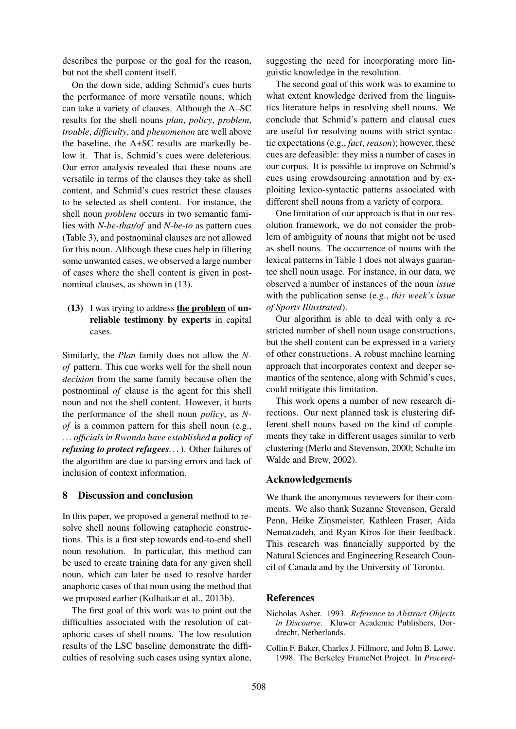describes the purpose or the goal for the reason, but not the shell content itself.

On the down side, adding Schmid's cues hurts the performance of more versatile nouns, which can take a variety of clauses. Although the A–SC results for the shell nouns *plan*, *policy*, *problem*, *trouble*, *difficulty*, and *phenomenon* are well above the baseline, the A+SC results are markedly below it. That is, Schmid's cues were deleterious. Our error analysis revealed that these nouns are versatile in terms of the clauses they take as shell content, and Schmid's cues restrict these clauses to be selected as shell content. For instance, the shell noun *problem* occurs in two semantic families with *N-be-that/of* and *N-be-to* as pattern cues (Table 3), and postnominal clauses are not allowed for this noun. Although these cues help in filtering some unwanted cases, we observed a large number of cases where the shell content is given in postnominal clauses, as shown in (13).

**(13)** I was trying to address **the problem** of **unreliable testimony by experts** in capital cases.

Similarly, the *Plan* family does not allow the *N-of* pattern. This cue works well for the shell noun *decision* from the same family because often the postnominal *of* clause is the agent for this shell noun and not the shell content. However, it hurts the performance of the shell noun *policy*, as *N-of* is a common pattern for this shell noun (e.g., *...officials in Rwanda have established* ***a policy*** *of* ***refusing to protect refugees****...*). Other failures of the algorithm are due to parsing errors and lack of inclusion of context information.

## 8 Discussion and conclusion

In this paper, we proposed a general method to resolve shell nouns following cataphoric constructions. This is a first step towards end-to-end shell noun resolution. In particular, this method can be used to create training data for any given shell noun, which can later be used to resolve harder anaphoric cases of that noun using the method that we proposed earlier (Kolhatkar et al., 2013b).

The first goal of this work was to point out the difficulties associated with the resolution of cataphoric cases of shell nouns. The low resolution results of the LSC baseline demonstrate the difficulties of resolving such cases using syntax alone, suggesting the need for incorporating more linguistic knowledge in the resolution.

The second goal of this work was to examine to what extent knowledge derived from the linguistics literature helps in resolving shell nouns. We conclude that Schmid's pattern and clausal cues are useful for resolving nouns with strict syntactic expectations (e.g., *fact*, *reason*); however, these cues are defeasible: they miss a number of cases in our corpus. It is possible to improve on Schmid's cues using crowdsourcing annotation and by exploiting lexico-syntactic patterns associated with different shell nouns from a variety of corpora.

One limitation of our approach is that in our resolution framework, we do not consider the problem of ambiguity of nouns that might not be used as shell nouns. The occurrence of nouns with the lexical patterns in Table 1 does not always guarantee shell noun usage. For instance, in our data, we observed a number of instances of the noun *issue* with the publication sense (e.g., *this week's issue of Sports Illustrated*).

Our algorithm is able to deal with only a restricted number of shell noun usage constructions, but the shell content can be expressed in a variety of other constructions. A robust machine learning approach that incorporates context and deeper semantics of the sentence, along with Schmid's cues, could mitigate this limitation.

This work opens a number of new research directions. Our next planned task is clustering different shell nouns based on the kind of complements they take in different usages similar to verb clustering (Merlo and Stevenson, 2000; Schulte im Walde and Brew, 2002).

## Acknowledgements

We thank the anonymous reviewers for their comments. We also thank Suzanne Stevenson, Gerald Penn, Heike Zinsmeister, Kathleen Fraser, Aida Nematzadeh, and Ryan Kiros for their feedback. This research was financially supported by the Natural Sciences and Engineering Research Council of Canada and by the University of Toronto.

## References

Nicholas Asher. 1993. *Reference to Abstract Objects in Discourse*. Kluwer Academic Publishers, Dordrecht, Netherlands.

Collin F. Baker, Charles J. Fillmore, and John B. Lowe. 1998. The Berkeley FrameNet Project. In *Proceed-*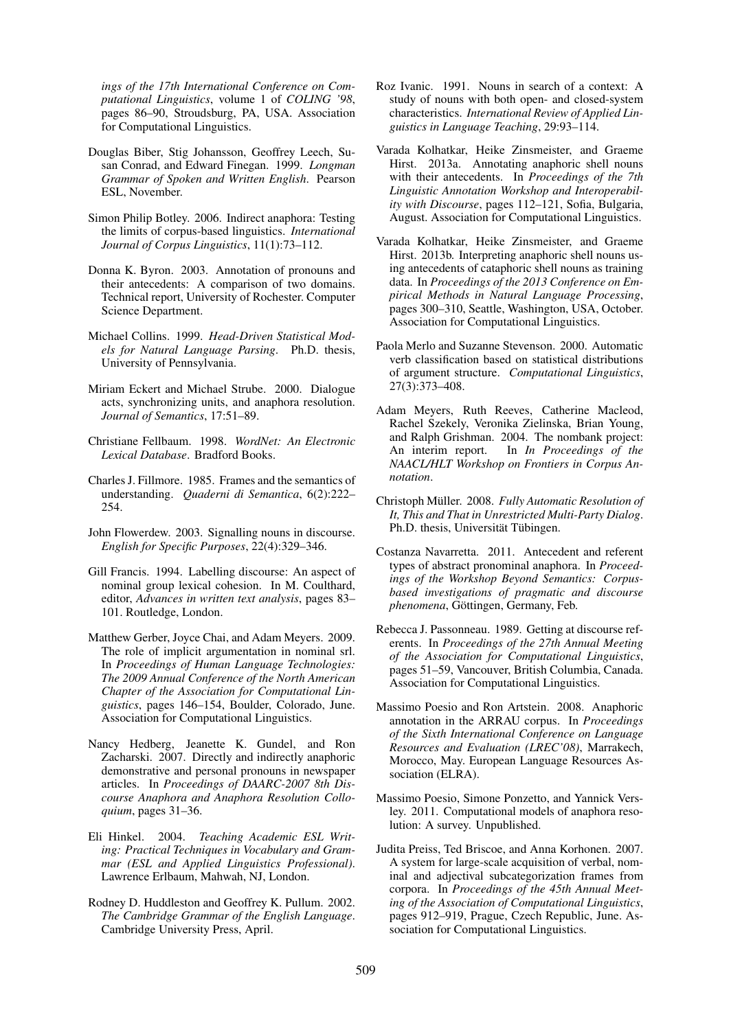*ings of the 17th International Conference on Computational Linguistics*, volume 1 of *COLING '98*, pages 86–90, Stroudsburg, PA, USA. Association for Computational Linguistics.

Douglas Biber, Stig Johansson, Geoffrey Leech, Susan Conrad, and Edward Finegan. 1999. *Longman Grammar of Spoken and Written English*. Pearson ESL, November.

Simon Philip Botley. 2006. Indirect anaphora: Testing the limits of corpus-based linguistics. *International Journal of Corpus Linguistics*, 11(1):73–112.

Donna K. Byron. 2003. Annotation of pronouns and their antecedents: A comparison of two domains. Technical report, University of Rochester. Computer Science Department.

Michael Collins. 1999. *Head-Driven Statistical Models for Natural Language Parsing*. Ph.D. thesis, University of Pennsylvania.

Miriam Eckert and Michael Strube. 2000. Dialogue acts, synchronizing units, and anaphora resolution. *Journal of Semantics*, 17:51–89.

Christiane Fellbaum. 1998. *WordNet: An Electronic Lexical Database*. Bradford Books.

Charles J. Fillmore. 1985. Frames and the semantics of understanding. *Quaderni di Semantica*, 6(2):222–254.

John Flowerdew. 2003. Signalling nouns in discourse. *English for Specific Purposes*, 22(4):329–346.

Gill Francis. 1994. Labelling discourse: An aspect of nominal group lexical cohesion. In M. Coulthard, editor, *Advances in written text analysis*, pages 83–101. Routledge, London.

Matthew Gerber, Joyce Chai, and Adam Meyers. 2009. The role of implicit argumentation in nominal srl. In *Proceedings of Human Language Technologies: The 2009 Annual Conference of the North American Chapter of the Association for Computational Linguistics*, pages 146–154, Boulder, Colorado, June. Association for Computational Linguistics.

Nancy Hedberg, Jeanette K. Gundel, and Ron Zacharski. 2007. Directly and indirectly anaphoric demonstrative and personal pronouns in newspaper articles. In *Proceedings of DAARC-2007 8th Discourse Anaphora and Anaphora Resolution Colloquium*, pages 31–36.

Eli Hinkel. 2004. *Teaching Academic ESL Writing: Practical Techniques in Vocabulary and Grammar (ESL and Applied Linguistics Professional)*. Lawrence Erlbaum, Mahwah, NJ, London.

Rodney D. Huddleston and Geoffrey K. Pullum. 2002. *The Cambridge Grammar of the English Language*. Cambridge University Press, April.

Roz Ivanic. 1991. Nouns in search of a context: A study of nouns with both open- and closed-system characteristics. *International Review of Applied Linguistics in Language Teaching*, 29:93–114.

Varada Kolhatkar, Heike Zinsmeister, and Graeme Hirst. 2013a. Annotating anaphoric shell nouns with their antecedents. In *Proceedings of the 7th Linguistic Annotation Workshop and Interoperability with Discourse*, pages 112–121, Sofia, Bulgaria, August. Association for Computational Linguistics.

Varada Kolhatkar, Heike Zinsmeister, and Graeme Hirst. 2013b. Interpreting anaphoric shell nouns using antecedents of cataphoric shell nouns as training data. In *Proceedings of the 2013 Conference on Empirical Methods in Natural Language Processing*, pages 300–310, Seattle, Washington, USA, October. Association for Computational Linguistics.

Paola Merlo and Suzanne Stevenson. 2000. Automatic verb classification based on statistical distributions of argument structure. *Computational Linguistics*, 27(3):373–408.

Adam Meyers, Ruth Reeves, Catherine Macleod, Rachel Szekely, Veronika Zielinska, Brian Young, and Ralph Grishman. 2004. The nombank project: An interim report. In *In Proceedings of the NAACL/HLT Workshop on Frontiers in Corpus Annotation*.

Christoph Müller. 2008. *Fully Automatic Resolution of It, This and That in Unrestricted Multi-Party Dialog*. Ph.D. thesis, Universität Tübingen.

Costanza Navarretta. 2011. Antecedent and referent types of abstract pronominal anaphora. In *Proceedings of the Workshop Beyond Semantics: Corpus-based investigations of pragmatic and discourse phenomena*, Göttingen, Germany, Feb.

Rebecca J. Passonneau. 1989. Getting at discourse referents. In *Proceedings of the 27th Annual Meeting of the Association for Computational Linguistics*, pages 51–59, Vancouver, British Columbia, Canada. Association for Computational Linguistics.

Massimo Poesio and Ron Artstein. 2008. Anaphoric annotation in the ARRAU corpus. In *Proceedings of the Sixth International Conference on Language Resources and Evaluation (LREC'08)*, Marrakech, Morocco, May. European Language Resources Association (ELRA).

Massimo Poesio, Simone Ponzetto, and Yannick Versley. 2011. Computational models of anaphora resolution: A survey. Unpublished.

Judita Preiss, Ted Briscoe, and Anna Korhonen. 2007. A system for large-scale acquisition of verbal, nominal and adjectival subcategorization frames from corpora. In *Proceedings of the 45th Annual Meeting of the Association of Computational Linguistics*, pages 912–919, Prague, Czech Republic, June. Association for Computational Linguistics.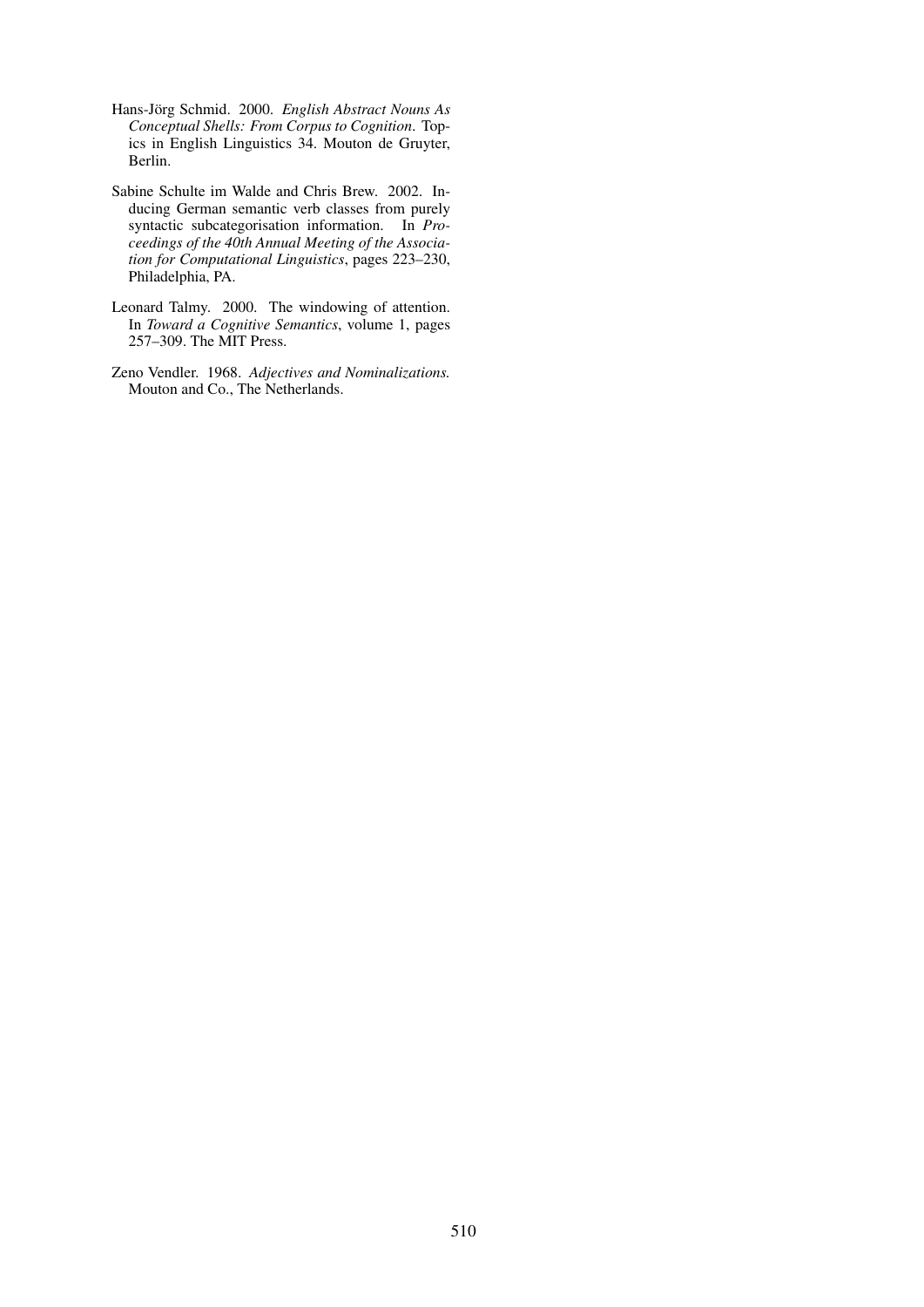Hans-Jörg Schmid. 2000. *English Abstract Nouns As Conceptual Shells: From Corpus to Cognition*. Topics in English Linguistics 34. Mouton de Gruyter, Berlin.

Sabine Schulte im Walde and Chris Brew. 2002. Inducing German semantic verb classes from purely syntactic subcategorisation information. In *Proceedings of the 40th Annual Meeting of the Association for Computational Linguistics*, pages 223–230, Philadelphia, PA.

Leonard Talmy. 2000. The windowing of attention. In *Toward a Cognitive Semantics*, volume 1, pages 257–309. The MIT Press.

Zeno Vendler. 1968. *Adjectives and Nominalizations.* Mouton and Co., The Netherlands.